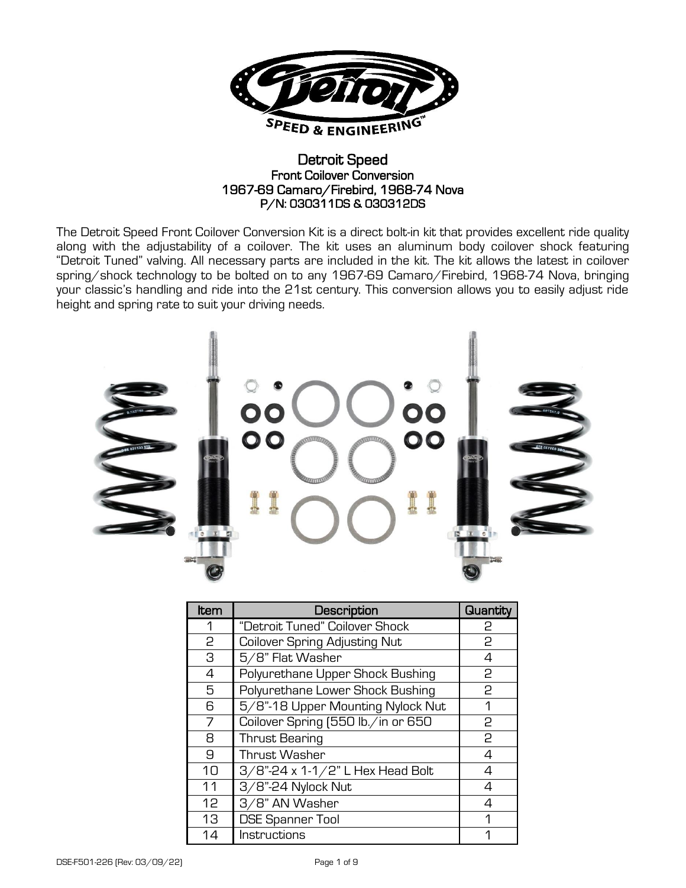# Detroit Speed

## Front Coilover Conversion
## 1967-69 Camaro/Firebird, 1968-74 Nova
## P/N: 030311DS & 030312DS

The Detroit Speed Front Coilover Conversion Kit is a direct bolt-in kit that provides excellent ride quality along with the adjustability of a coilover. The kit uses an aluminum body coilover shock featuring "Detroit Tuned" valving. All necessary parts are included in the kit. The kit allows the latest in coilover spring/shock technology to be bolted on to any 1967-69 Camaro/Firebird, 1968-74 Nova, bringing your classic's handling and ride into the 21st century. This conversion allows you to easily adjust ride height and spring rate to suit your driving needs.

| Item | Description | Quantity |
|---|---|---|
| 1 | "Detroit Tuned" Coilover Shock | 2 |
| 2 | Coilover Spring Adjusting Nut | 2 |
| 3 | 5/8" Flat Washer | 4 |
| 4 | Polyurethane Upper Shock Bushing | 2 |
| 5 | Polyurethane Lower Shock Bushing | 2 |
| 6 | 5/8"-18 Upper Mounting Nylock Nut | 1 |
| 7 | Coilover Spring (550 lb./in or 650 | 2 |
| 8 | Thrust Bearing | 2 |
| 9 | Thrust Washer | 4 |
| 10 | 3/8"-24 x 1-1/2" L Hex Head Bolt | 4 |
| 11 | 3/8"-24 Nylock Nut | 4 |
| 12 | 3/8" AN Washer | 4 |
| 13 | DSE Spanner Tool | 1 |
| 14 | Instructions | 1 |

DSE-F501-226 (Rev: 03/09/22)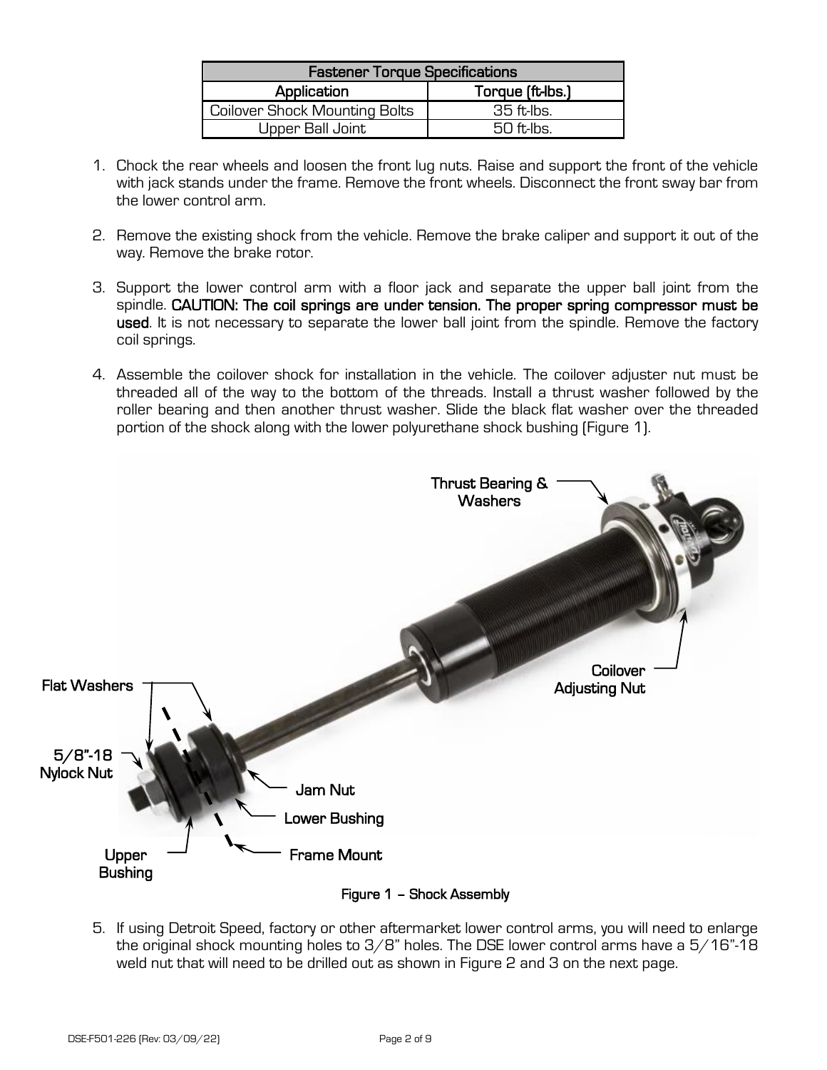| Fastener Torque Specifications | |
|---|---|
| Application | Torque (ft-lbs.) |
| Coilover Shock Mounting Bolts | 35 ft-lbs. |
| Upper Ball Joint | 50 ft-lbs. |

1. Chock the rear wheels and loosen the front lug nuts. Raise and support the front of the vehicle with jack stands under the frame. Remove the front wheels. Disconnect the front sway bar from the lower control arm.

2. Remove the existing shock from the vehicle. Remove the brake caliper and support it out of the way. Remove the brake rotor.

3. Support the lower control arm with a floor jack and separate the upper ball joint from the spindle. **CAUTION: The coil springs are under tension. The proper spring compressor must be used**. It is not necessary to separate the lower ball joint from the spindle. Remove the factory coil springs.

4. Assemble the coilover shock for installation in the vehicle. The coilover adjuster nut must be threaded all of the way to the bottom of the threads. Install a thrust washer followed by the roller bearing and then another thrust washer. Slide the black flat washer over the threaded portion of the shock along with the lower polyurethane shock bushing (Figure 1).

Thrust Bearing & Washers

Coilover Adjusting Nut

Flat Washers

5/8"-18 Nylock Nut

Jam Nut

Lower Bushing

Frame Mount

Upper Bushing

**Figure 1 – Shock Assembly**

5. If using Detroit Speed, factory or other aftermarket lower control arms, you will need to enlarge the original shock mounting holes to 3/8" holes. The DSE lower control arms have a 5/16"-18 weld nut that will need to be drilled out as shown in Figure 2 and 3 on the next page.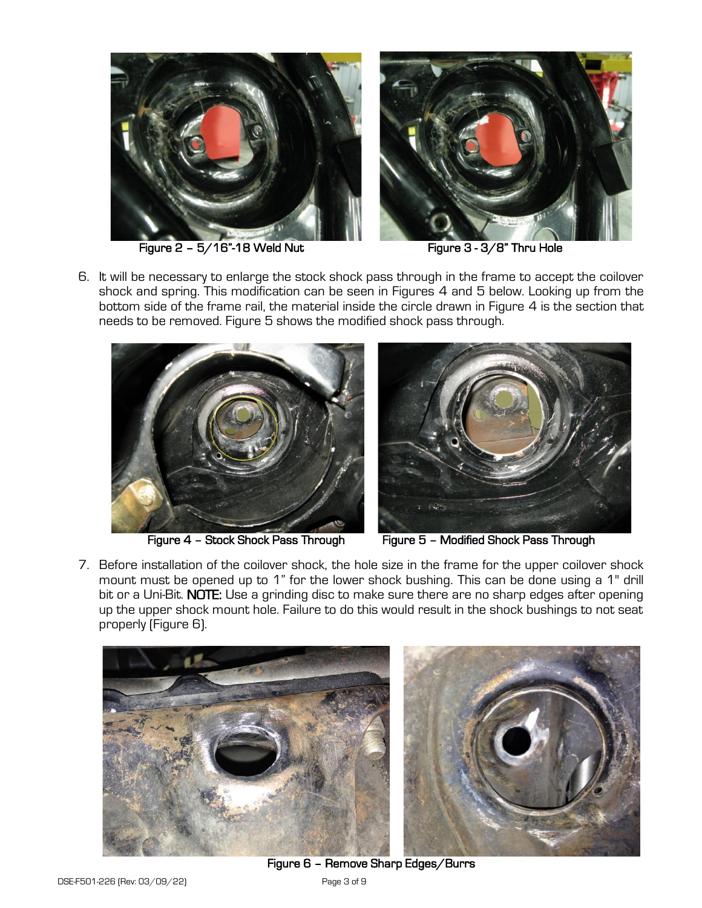Figure 2 – 5/16"-18 Weld Nut

Figure 3 - 3/8" Thru Hole

6. It will be necessary to enlarge the stock shock pass through in the frame to accept the coilover shock and spring. This modification can be seen in Figures 4 and 5 below. Looking up from the bottom side of the frame rail, the material inside the circle drawn in Figure 4 is the section that needs to be removed. Figure 5 shows the modified shock pass through.

Figure 4 – Stock Shock Pass Through

Figure 5 – Modified Shock Pass Through

7. Before installation of the coilover shock, the hole size in the frame for the upper coilover shock mount must be opened up to 1" for the lower shock bushing. This can be done using a 1" drill bit or a Uni-Bit. **NOTE:** Use a grinding disc to make sure there are no sharp edges after opening up the upper shock mount hole. Failure to do this would result in the shock bushings to not seat properly (Figure 6).

Figure 6 – Remove Sharp Edges/Burrs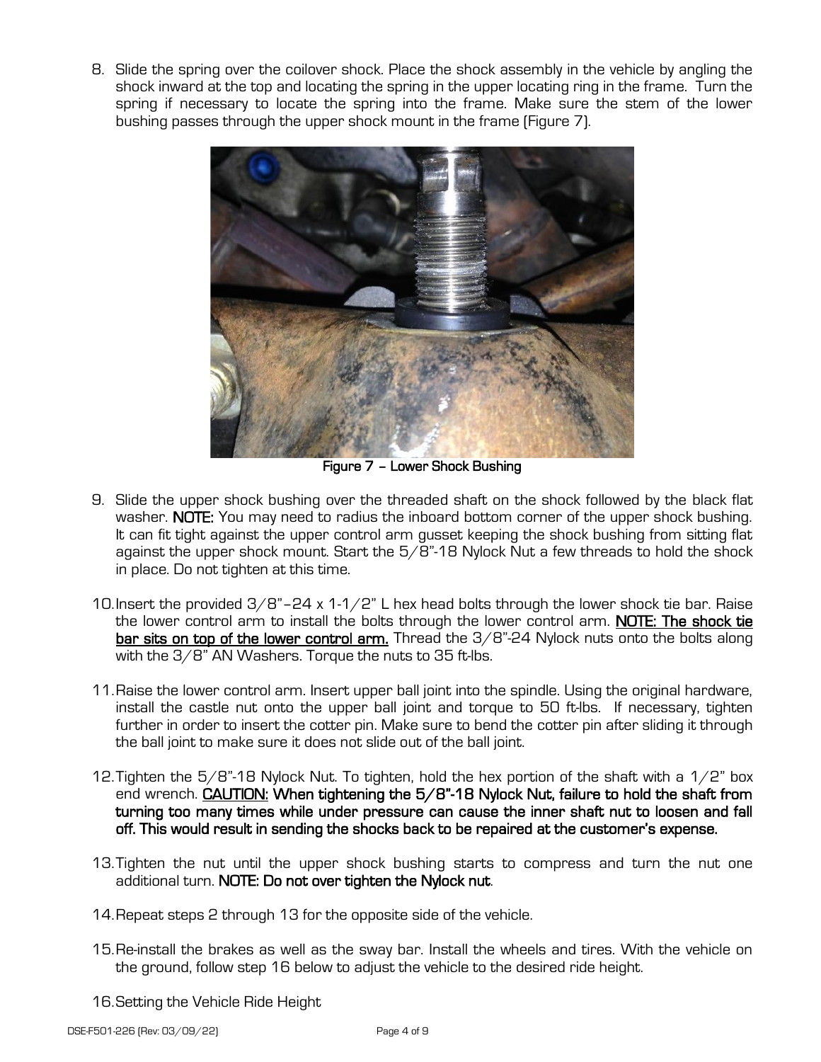8. Slide the spring over the coilover shock. Place the shock assembly in the vehicle by angling the shock inward at the top and locating the spring in the upper locating ring in the frame. Turn the spring if necessary to locate the spring into the frame. Make sure the stem of the lower bushing passes through the upper shock mount in the frame (Figure 7).

**Figure 7 – Lower Shock Bushing**

9. Slide the upper shock bushing over the threaded shaft on the shock followed by the black flat washer. **NOTE:** You may need to radius the inboard bottom corner of the upper shock bushing. It can fit tight against the upper control arm gusset keeping the shock bushing from sitting flat against the upper shock mount. Start the 5/8"-18 Nylock Nut a few threads to hold the shock in place. Do not tighten at this time.

10. Insert the provided 3/8"–24 x 1-1/2" L hex head bolts through the lower shock tie bar. Raise the lower control arm to install the bolts through the lower control arm. **NOTE: The shock tie bar sits on top of the lower control arm.** Thread the 3/8"-24 Nylock nuts onto the bolts along with the 3/8" AN Washers. Torque the nuts to 35 ft-lbs.

11. Raise the lower control arm. Insert upper ball joint into the spindle. Using the original hardware, install the castle nut onto the upper ball joint and torque to 50 ft-lbs. If necessary, tighten further in order to insert the cotter pin. Make sure to bend the cotter pin after sliding it through the ball joint to make sure it does not slide out of the ball joint.

12. Tighten the 5/8"-18 Nylock Nut. To tighten, hold the hex portion of the shaft with a 1/2" box end wrench. **CAUTION: When tightening the 5/8"-18 Nylock Nut, failure to hold the shaft from turning too many times while under pressure can cause the inner shaft nut to loosen and fall off. This would result in sending the shocks back to be repaired at the customer's expense.**

13. Tighten the nut until the upper shock bushing starts to compress and turn the nut one additional turn. **NOTE: Do not over tighten the Nylock nut.**

14. Repeat steps 2 through 13 for the opposite side of the vehicle.

15. Re-install the brakes as well as the sway bar. Install the wheels and tires. With the vehicle on the ground, follow step 16 below to adjust the vehicle to the desired ride height.

16. Setting the Vehicle Ride Height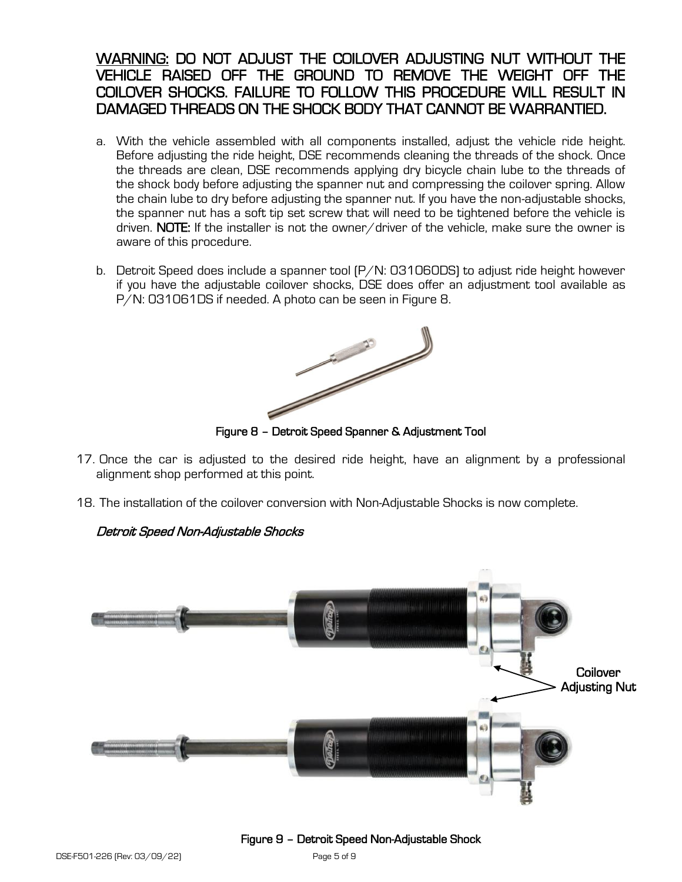**<u>WARNING:</u> DO NOT ADJUST THE COILOVER ADJUSTING NUT WITHOUT THE VEHICLE RAISED OFF THE GROUND TO REMOVE THE WEIGHT OFF THE COILOVER SHOCKS. FAILURE TO FOLLOW THIS PROCEDURE WILL RESULT IN DAMAGED THREADS ON THE SHOCK BODY THAT CANNOT BE WARRANTIED.**

a. With the vehicle assembled with all components installed, adjust the vehicle ride height. Before adjusting the ride height, DSE recommends cleaning the threads of the shock. Once the threads are clean, DSE recommends applying dry bicycle chain lube to the threads of the shock body before adjusting the spanner nut and compressing the coilover spring. Allow the chain lube to dry before adjusting the spanner nut. If you have the non-adjustable shocks, the spanner nut has a soft tip set screw that will need to be tightened before the vehicle is driven. **NOTE:** If the installer is not the owner/driver of the vehicle, make sure the owner is aware of this procedure.

b. Detroit Speed does include a spanner tool (P/N: 031060DS) to adjust ride height however if you have the adjustable coilover shocks, DSE does offer an adjustment tool available as P/N: 031061DS if needed. A photo can be seen in Figure 8.

**Figure 8 – Detroit Speed Spanner & Adjustment Tool**

17. Once the car is adjusted to the desired ride height, have an alignment by a professional alignment shop performed at this point.

18. The installation of the coilover conversion with Non-Adjustable Shocks is now complete.

*Detroit Speed Non-Adjustable Shocks*

Coilover Adjusting Nut

**Figure 9 – Detroit Speed Non-Adjustable Shock**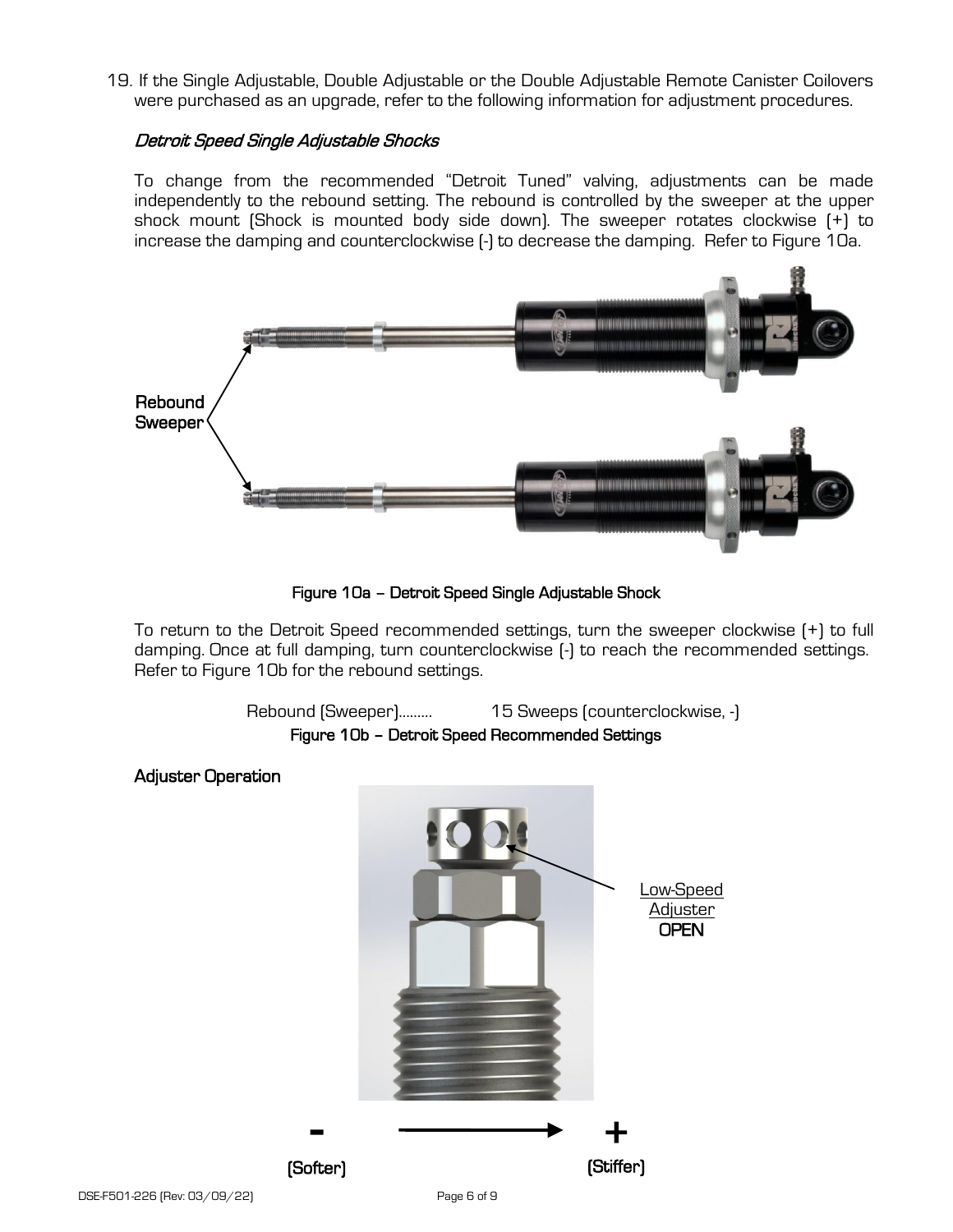19. If the Single Adjustable, Double Adjustable or the Double Adjustable Remote Canister Coilovers were purchased as an upgrade, refer to the following information for adjustment procedures.

*Detroit Speed Single Adjustable Shocks*

To change from the recommended "Detroit Tuned" valving, adjustments can be made independently to the rebound setting. The rebound is controlled by the sweeper at the upper shock mount (Shock is mounted body side down). The sweeper rotates clockwise (+) to increase the damping and counterclockwise (-) to decrease the damping. Refer to Figure 10a.

Rebound Sweeper

**Figure 10a – Detroit Speed Single Adjustable Shock**

To return to the Detroit Speed recommended settings, turn the sweeper clockwise (+) to full damping. Once at full damping, turn counterclockwise (-) to reach the recommended settings. Refer to Figure 10b for the rebound settings.

Rebound (Sweeper)......... 15 Sweeps (counterclockwise, -)

**Figure 10b – Detroit Speed Recommended Settings**

**Adjuster Operation**

Low-Speed Adjuster **OPEN**

**-** (Softer) → **+** (Stiffer)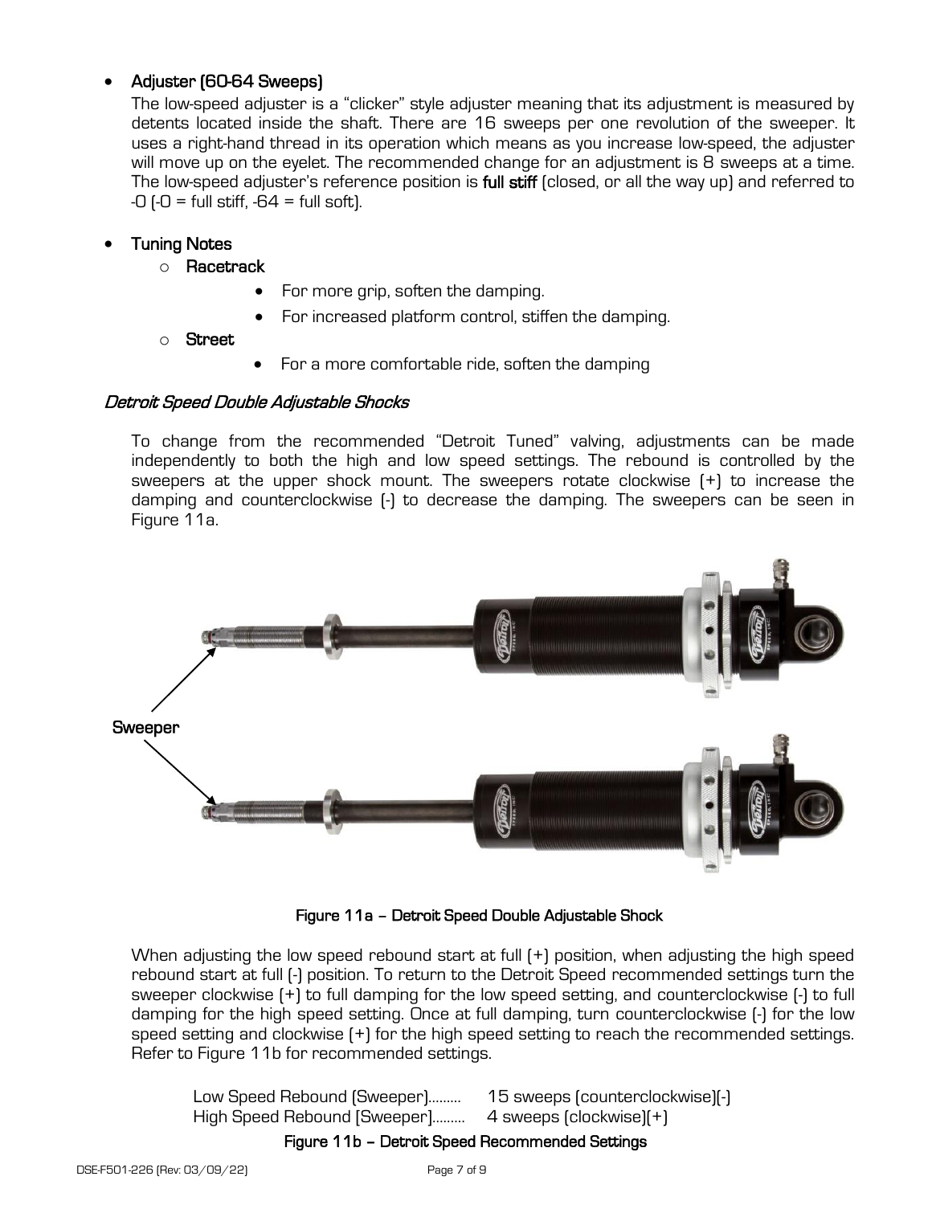- **Adjuster (60-64 Sweeps)**

  The low-speed adjuster is a "clicker" style adjuster meaning that its adjustment is measured by detents located inside the shaft. There are 16 sweeps per one revolution of the sweeper. It uses a right-hand thread in its operation which means as you increase low-speed, the adjuster will move up on the eyelet. The recommended change for an adjustment is 8 sweeps at a time. The low-speed adjuster's reference position is **full stiff** (closed, or all the way up) and referred to -0 (-0 = full stiff, -64 = full soft).

- **Tuning Notes**
  - **Racetrack**
    - For more grip, soften the damping.
    - For increased platform control, stiffen the damping.
  - **Street**
    - For a more comfortable ride, soften the damping

### *Detroit Speed Double Adjustable Shocks*

To change from the recommended "Detroit Tuned" valving, adjustments can be made independently to both the high and low speed settings. The rebound is controlled by the sweepers at the upper shock mount. The sweepers rotate clockwise (+) to increase the damping and counterclockwise (-) to decrease the damping. The sweepers can be seen in Figure 11a.

Sweeper

**Figure 11a – Detroit Speed Double Adjustable Shock**

When adjusting the low speed rebound start at full (+) position, when adjusting the high speed rebound start at full (-) position. To return to the Detroit Speed recommended settings turn the sweeper clockwise (+) to full damping for the low speed setting, and counterclockwise (-) to full damping for the high speed setting. Once at full damping, turn counterclockwise (-) for the low speed setting and clockwise (+) for the high speed setting to reach the recommended settings. Refer to Figure 11b for recommended settings.

Low Speed Rebound (Sweeper)......... 15 sweeps (counterclockwise)(-)
High Speed Rebound (Sweeper)......... 4 sweeps (clockwise)(+)

**Figure 11b – Detroit Speed Recommended Settings**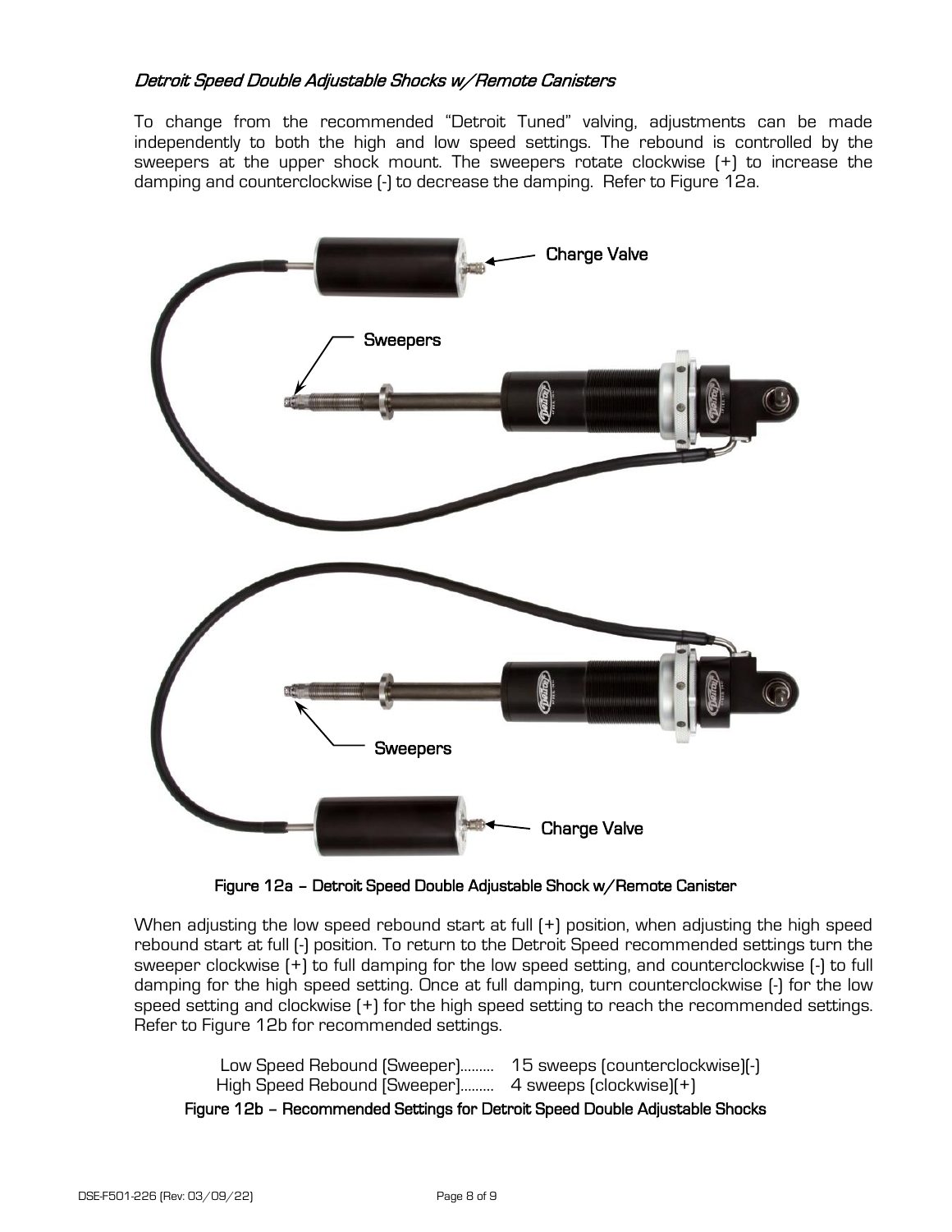### *Detroit Speed Double Adjustable Shocks w/Remote Canisters*

To change from the recommended "Detroit Tuned" valving, adjustments can be made independently to both the high and low speed settings. The rebound is controlled by the sweepers at the upper shock mount. The sweepers rotate clockwise (+) to increase the damping and counterclockwise (-) to decrease the damping. Refer to Figure 12a.

Figure 12a – Detroit Speed Double Adjustable Shock w/Remote Canister

When adjusting the low speed rebound start at full (+) position, when adjusting the high speed rebound start at full (-) position. To return to the Detroit Speed recommended settings turn the sweeper clockwise (+) to full damping for the low speed setting, and counterclockwise (-) to full damping for the high speed setting. Once at full damping, turn counterclockwise (-) for the low speed setting and clockwise (+) for the high speed setting to reach the recommended settings. Refer to Figure 12b for recommended settings.

Low Speed Rebound (Sweeper)......... 15 sweeps (counterclockwise)(-)
High Speed Rebound (Sweeper)......... 4 sweeps (clockwise)(+)

Figure 12b – Recommended Settings for Detroit Speed Double Adjustable Shocks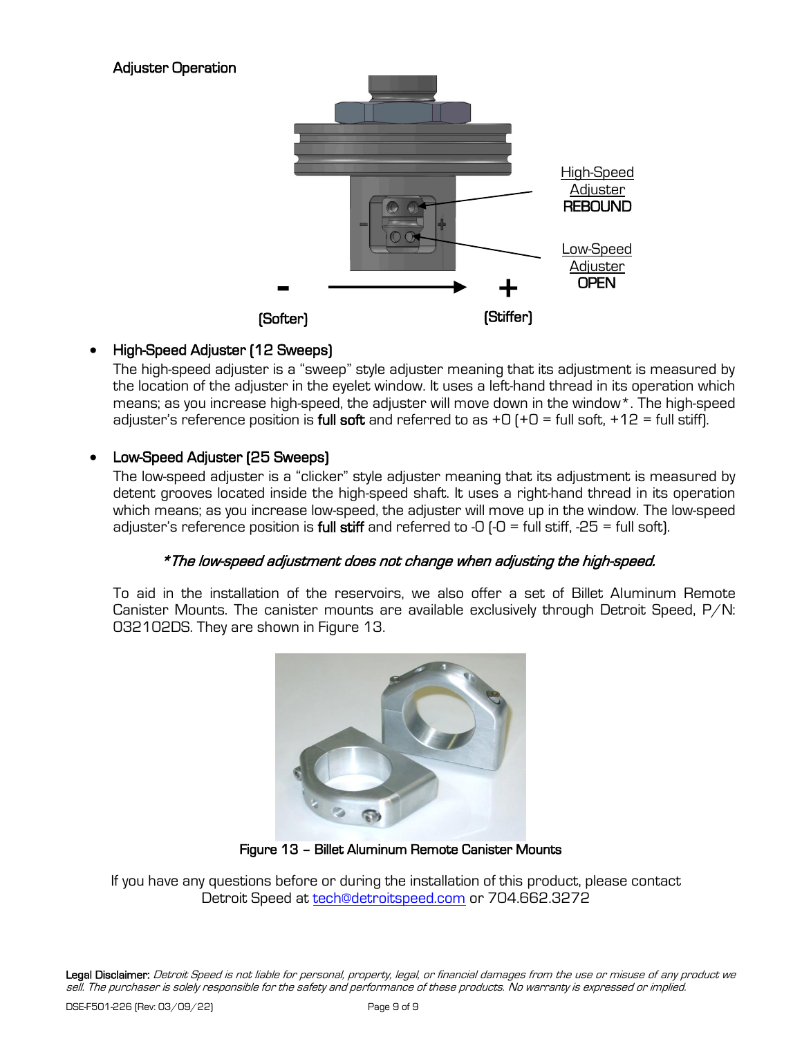### Adjuster Operation

High-Speed
Adjuster
**REBOUND**

Low-Speed
Adjuster
**OPEN**

**-** **+**

(Softer) (Stiffer)

- **High-Speed Adjuster (12 Sweeps)**
  The high-speed adjuster is a "sweep" style adjuster meaning that its adjustment is measured by the location of the adjuster in the eyelet window. It uses a left-hand thread in its operation which means; as you increase high-speed, the adjuster will move down in the window*. The high-speed adjuster's reference position is **full soft** and referred to as +0 (+0 = full soft, +12 = full stiff).

- **Low-Speed Adjuster (25 Sweeps)**
  The low-speed adjuster is a "clicker" style adjuster meaning that its adjustment is measured by detent grooves located inside the high-speed shaft. It uses a right-hand thread in its operation which means; as you increase low-speed, the adjuster will move up in the window. The low-speed adjuster's reference position is **full stiff** and referred to -0 (-0 = full stiff, -25 = full soft).

*\*The low-speed adjustment does not change when adjusting the high-speed.*

To aid in the installation of the reservoirs, we also offer a set of Billet Aluminum Remote Canister Mounts. The canister mounts are available exclusively through Detroit Speed, P/N: 032102DS. They are shown in Figure 13.

**Figure 13 – Billet Aluminum Remote Canister Mounts**

If you have any questions before or during the installation of this product, please contact Detroit Speed at tech@detroitspeed.com or 704.662.3272

**Legal Disclaimer:** *Detroit Speed is not liable for personal, property, legal, or financial damages from the use or misuse of any product we sell. The purchaser is solely responsible for the safety and performance of these products. No warranty is expressed or implied.*

DSE-F501-226 (Rev: 03/09/22)